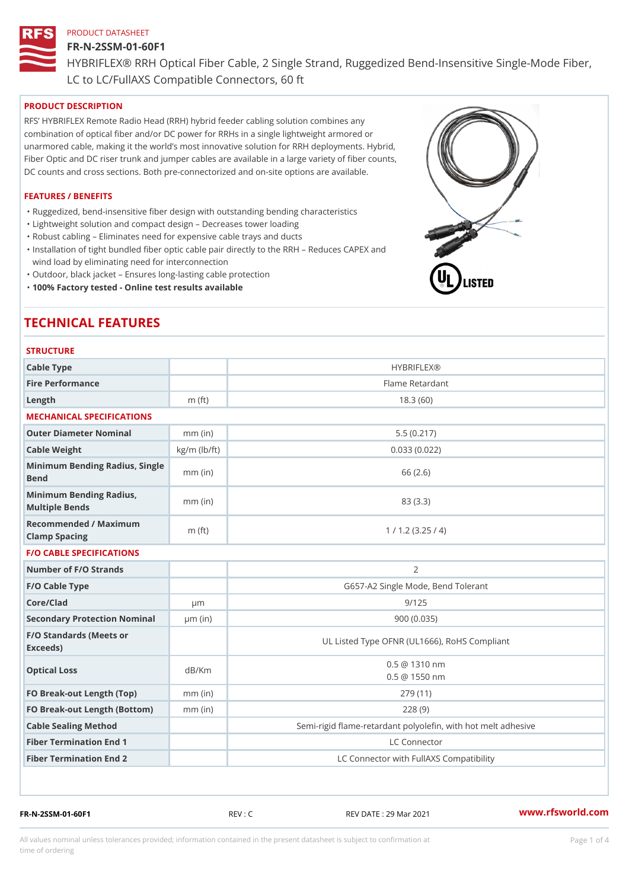PRODUCT DATASHEET

# FR-N-2SSM-01-60F1

HYBRIFLEX® RRH Optical Fiber Cable, 2 Single Strand, Ruggedized Bend-Insensitive Single-Mode Fiber, LC to LC/FullAXS Compatible Connectors, 60 ft

## PRODUCT DESCRIPTION

RFS' HYBRIFLEX Remote Radio Head (RRH) hybrid feeder cabling solution combines any combination of optical fiber and/or DC power for RRHs in a single lightweight armored or unarmored cable, making it the world's most innovative solution for RRH deployments. Hybrid, Fiber Optic and DC riser trunk and jumper cables are available in a large variety of fiber counts, DC counts and cross sections. Both pre-connectorized and on-site options are available.

## FEATURES / BENEFITS

- Ruggedized, bend-insensitive fiber design with outstanding bending characteristics
- Lightweight solution and compact design – Decreases tower loading
- Robust cabling – Eliminates need for expensive cable trays and ducts
- Installation of tight bundled fiber optic cable pair directly to the RRH – Reduces CAPEX and wind load by eliminating need for interconnection
- Outdoor, black jacket – Ensures long-lasting cable protection
- **100% Factory tested - Online test results available**

## TECHNICAL FEATURES

### STRUCTURE

| | | |
|---|---|---|
| Cable Type | | HYBRIFLEX® |
| Fire Performance | | Flame Retardant |
| Length | m (ft) | 18.3 (60) |

### MECHANICAL SPECIFICATIONS

| | | |
|---|---|---|
| Outer Diameter Nominal | mm (in) | 5.5 (0.217) |
| Cable Weight | kg/m (lb/ft) | 0.033 (0.022) |
| Minimum Bending Radius, Single Bend | mm (in) | 66 (2.6) |
| Minimum Bending Radius, Multiple Bends | mm (in) | 83 (3.3) |
| Recommended / Maximum Clamp Spacing | m (ft) | 1 / 1.2 (3.25 / 4) |

### F/O CABLE SPECIFICATIONS

| | | |
|---|---|---|
| Number of F/O Strands | | 2 |
| F/O Cable Type | | G657-A2 Single Mode, Bend Tolerant |
| Core/Clad | μm | 9/125 |
| Secondary Protection Nominal | μm (in) | 900 (0.035) |
| F/O Standards (Meets or Exceeds) | | UL Listed Type OFNR (UL1666), RoHS Compliant |
| Optical Loss | dB/Km | 0.5 @ 1310 nm<br>0.5 @ 1550 nm |
| FO Break-out Length (Top) | mm (in) | 279 (11) |
| FO Break-out Length (Bottom) | mm (in) | 228 (9) |
| Cable Sealing Method | | Semi-rigid flame-retardant polyolefin, with hot melt adhesive |
| Fiber Termination End 1 | | LC Connector |
| Fiber Termination End 2 | | LC Connector with FullAXS Compatibility |

FR-N-2SSM-01-60F1 REV : C REV DATE : 29 Mar 2021 www.rfsworld.com

All values nominal unless tolerances provided; information contained in the present datasheet is subject to confirmation at time of ordering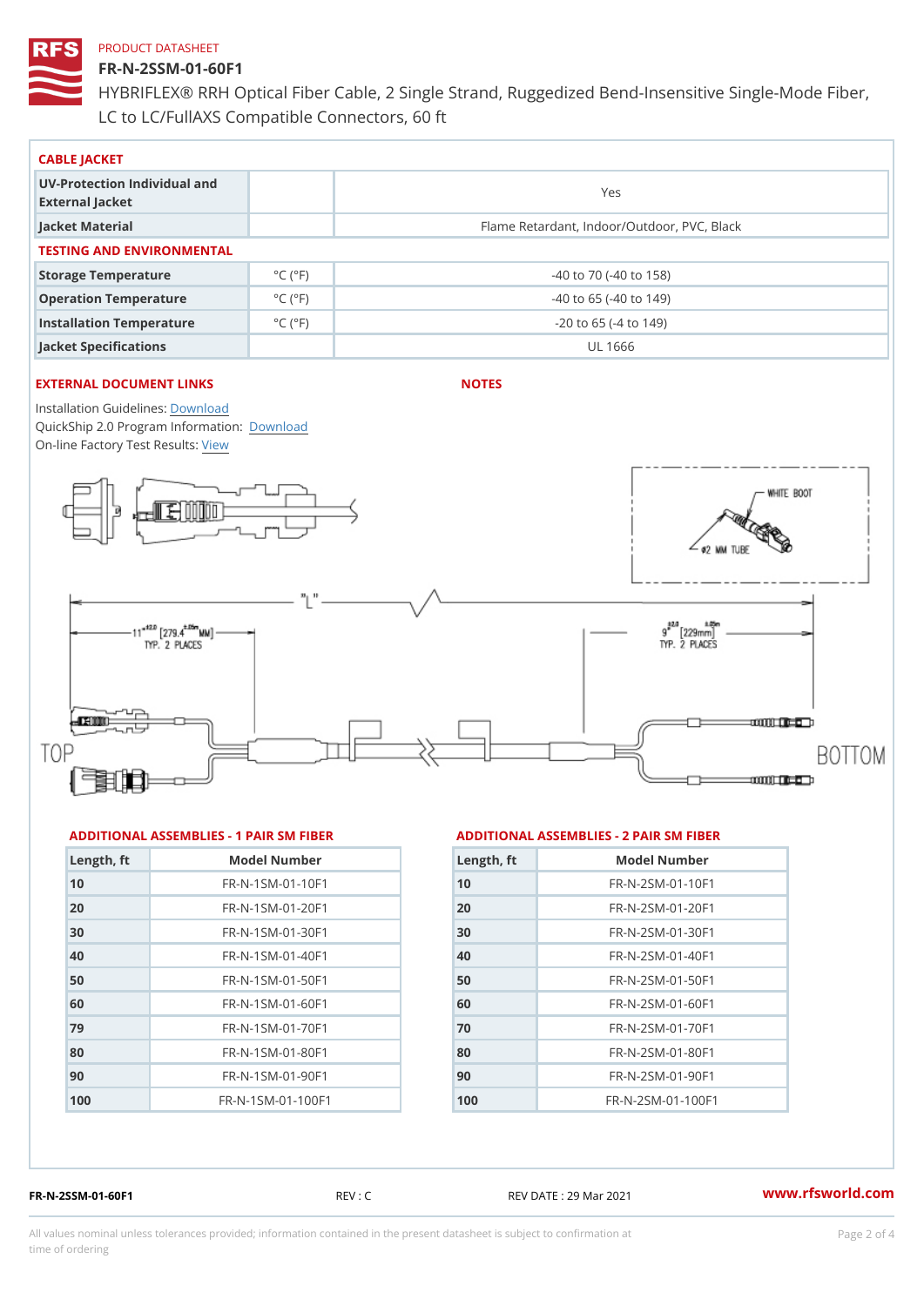PRODUCT DATASHEET

# FR-N-2SSM-01-60F1

HYBRIFLEX® RRH Optical Fiber Cable, 2 Single Strand, Ruggedized Bend-Insensitive Single-Mode Fiber, LC to LC/FullAXS Compatible Connectors, 60 ft

## CABLE JACKET

| | | |
|---|---|---|
| UV-Protection Individual and External Jacket | | Yes |
| Jacket Material | | Flame Retardant, Indoor/Outdoor, PVC, Black |

## TESTING AND ENVIRONMENTAL

| | | |
|---|---|---|
| Storage Temperature | °C (°F) | -40 to 70 (-40 to 158) |
| Operation Temperature | °C (°F) | -40 to 65 (-40 to 149) |
| Installation Temperature | °C (°F) | -20 to 65 (-4 to 149) |
| Jacket Specifications | | UL 1666 |

## EXTERNAL DOCUMENT LINKS

Installation Guidelines: Download
QuickShip 2.0 Program Information: Download
On-line Factory Test Results: View

## NOTES

## ADDITIONAL ASSEMBLIES - 1 PAIR SM FIBER

| Length, ft | Model Number |
|---|---|
| 10 | FR-N-1SM-01-10F1 |
| 20 | FR-N-1SM-01-20F1 |
| 30 | FR-N-1SM-01-30F1 |
| 40 | FR-N-1SM-01-40F1 |
| 50 | FR-N-1SM-01-50F1 |
| 60 | FR-N-1SM-01-60F1 |
| 79 | FR-N-1SM-01-70F1 |
| 80 | FR-N-1SM-01-80F1 |
| 90 | FR-N-1SM-01-90F1 |
| 100 | FR-N-1SM-01-100F1 |

## ADDITIONAL ASSEMBLIES - 2 PAIR SM FIBER

| Length, ft | Model Number |
|---|---|
| 10 | FR-N-2SM-01-10F1 |
| 20 | FR-N-2SM-01-20F1 |
| 30 | FR-N-2SM-01-30F1 |
| 40 | FR-N-2SM-01-40F1 |
| 50 | FR-N-2SM-01-50F1 |
| 60 | FR-N-2SM-01-60F1 |
| 70 | FR-N-2SM-01-70F1 |
| 80 | FR-N-2SM-01-80F1 |
| 90 | FR-N-2SM-01-90F1 |
| 100 | FR-N-2SM-01-100F1 |

FR-N-2SSM-01-60F1 REV : C REV DATE : 29 Mar 2021 www.rfsworld.com

All values nominal unless tolerances provided; information contained in the present datasheet is subject to confirmation at time of ordering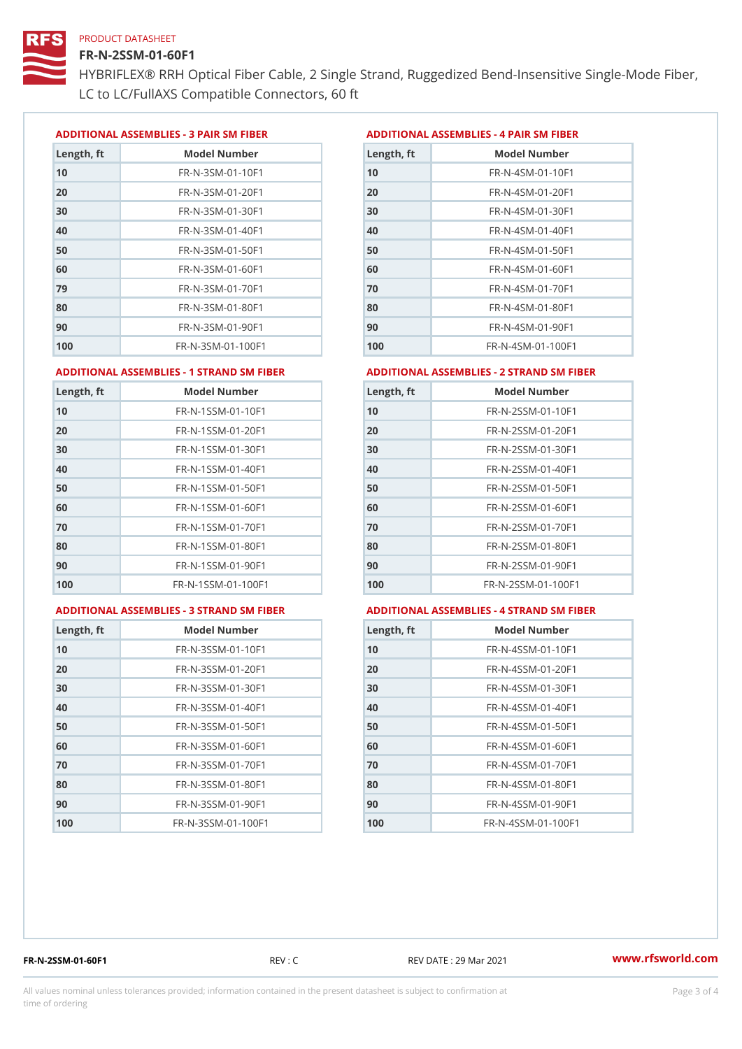PRODUCT DATASHEET

# FR-N-2SSM-01-60F1

HYBRIFLEX® RRH Optical Fiber Cable, 2 Single Strand, Ruggedized Bend-Insensitive Single-Mode Fiber, LC to LC/FullAXS Compatible Connectors, 60 ft

## ADDITIONAL ASSEMBLIES - 3 PAIR SM FIBER

| Length, ft | Model Number |
|---|---|
| 10 | FR-N-3SM-01-10F1 |
| 20 | FR-N-3SM-01-20F1 |
| 30 | FR-N-3SM-01-30F1 |
| 40 | FR-N-3SM-01-40F1 |
| 50 | FR-N-3SM-01-50F1 |
| 60 | FR-N-3SM-01-60F1 |
| 79 | FR-N-3SM-01-70F1 |
| 80 | FR-N-3SM-01-80F1 |
| 90 | FR-N-3SM-01-90F1 |
| 100 | FR-N-3SM-01-100F1 |

## ADDITIONAL ASSEMBLIES - 4 PAIR SM FIBER

| Length, ft | Model Number |
|---|---|
| 10 | FR-N-4SM-01-10F1 |
| 20 | FR-N-4SM-01-20F1 |
| 30 | FR-N-4SM-01-30F1 |
| 40 | FR-N-4SM-01-40F1 |
| 50 | FR-N-4SM-01-50F1 |
| 60 | FR-N-4SM-01-60F1 |
| 70 | FR-N-4SM-01-70F1 |
| 80 | FR-N-4SM-01-80F1 |
| 90 | FR-N-4SM-01-90F1 |
| 100 | FR-N-4SM-01-100F1 |

## ADDITIONAL ASSEMBLIES - 1 STRAND SM FIBER

| Length, ft | Model Number |
|---|---|
| 10 | FR-N-1SSM-01-10F1 |
| 20 | FR-N-1SSM-01-20F1 |
| 30 | FR-N-1SSM-01-30F1 |
| 40 | FR-N-1SSM-01-40F1 |
| 50 | FR-N-1SSM-01-50F1 |
| 60 | FR-N-1SSM-01-60F1 |
| 70 | FR-N-1SSM-01-70F1 |
| 80 | FR-N-1SSM-01-80F1 |
| 90 | FR-N-1SSM-01-90F1 |
| 100 | FR-N-1SSM-01-100F1 |

## ADDITIONAL ASSEMBLIES - 2 STRAND SM FIBER

| Length, ft | Model Number |
|---|---|
| 10 | FR-N-2SSM-01-10F1 |
| 20 | FR-N-2SSM-01-20F1 |
| 30 | FR-N-2SSM-01-30F1 |
| 40 | FR-N-2SSM-01-40F1 |
| 50 | FR-N-2SSM-01-50F1 |
| 60 | FR-N-2SSM-01-60F1 |
| 70 | FR-N-2SSM-01-70F1 |
| 80 | FR-N-2SSM-01-80F1 |
| 90 | FR-N-2SSM-01-90F1 |
| 100 | FR-N-2SSM-01-100F1 |

## ADDITIONAL ASSEMBLIES - 3 STRAND SM FIBER

| Length, ft | Model Number |
|---|---|
| 10 | FR-N-3SSM-01-10F1 |
| 20 | FR-N-3SSM-01-20F1 |
| 30 | FR-N-3SSM-01-30F1 |
| 40 | FR-N-3SSM-01-40F1 |
| 50 | FR-N-3SSM-01-50F1 |
| 60 | FR-N-3SSM-01-60F1 |
| 70 | FR-N-3SSM-01-70F1 |
| 80 | FR-N-3SSM-01-80F1 |
| 90 | FR-N-3SSM-01-90F1 |
| 100 | FR-N-3SSM-01-100F1 |

## ADDITIONAL ASSEMBLIES - 4 STRAND SM FIBER

| Length, ft | Model Number |
|---|---|
| 10 | FR-N-4SSM-01-10F1 |
| 20 | FR-N-4SSM-01-20F1 |
| 30 | FR-N-4SSM-01-30F1 |
| 40 | FR-N-4SSM-01-40F1 |
| 50 | FR-N-4SSM-01-50F1 |
| 60 | FR-N-4SSM-01-60F1 |
| 70 | FR-N-4SSM-01-70F1 |
| 80 | FR-N-4SSM-01-80F1 |
| 90 | FR-N-4SSM-01-90F1 |
| 100 | FR-N-4SSM-01-100F1 |

FR-N-2SSM-01-60F1 REV : C REV DATE : 29 Mar 2021 www.rfsworld.com

All values nominal unless tolerances provided; information contained in the present datasheet is subject to confirmation at time of ordering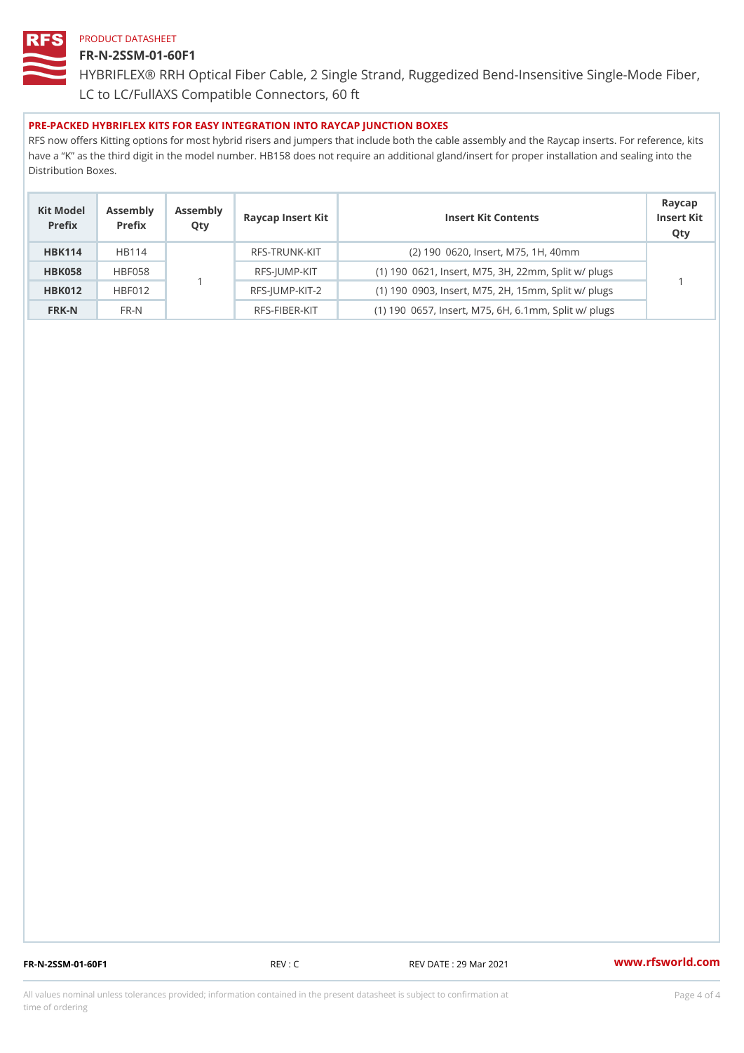PRODUCT DATASHEET

# FR-N-2SSM-01-60F1

HYBRIFLEX® RRH Optical Fiber Cable, 2 Single Strand, Ruggedized Bend-Insensitive Single-Mode Fiber, LC to LC/FullAXS Compatible Connectors, 60 ft

## PRE-PACKED HYBRIFLEX KITS FOR EASY INTEGRATION INTO RAYCAP JUNCTION BOXES

RFS now offers Kitting options for most hybrid risers and jumpers that include both the cable assembly and the Raycap inserts. For reference, kits have a "K" as the third digit in the model number. HB158 does not require an additional gland/insert for proper installation and sealing into the Distribution Boxes.

| Kit Model Prefix | Assembly Prefix | Assembly Qty | Raycap Insert Kit | Insert Kit Contents | Raycap Insert Kit Qty |
|---|---|---|---|---|---|
| **HBK114** | HB114 | 1 | RFS-TRUNK-KIT | (2) 190_0620, Insert, M75, 1H, 40mm | 1 |
| **HBK058** | HBF058 | | RFS-JUMP-KIT | (1) 190_0621, Insert, M75, 3H, 22mm, Split w/ plugs | |
| **HBK012** | HBF012 | | RFS-JUMP-KIT-2 | (1) 190_0903, Insert, M75, 2H, 15mm, Split w/ plugs | |
| **FRK-N** | FR-N | | RFS-FIBER-KIT | (1) 190_0657, Insert, M75, 6H, 6.1mm, Split w/ plugs | |

FR-N-2SSM-01-60F1 REV : C REV DATE : 29 Mar 2021 www.rfsworld.com

All values nominal unless tolerances provided; information contained in the present datasheet is subject to confirmation at time of ordering